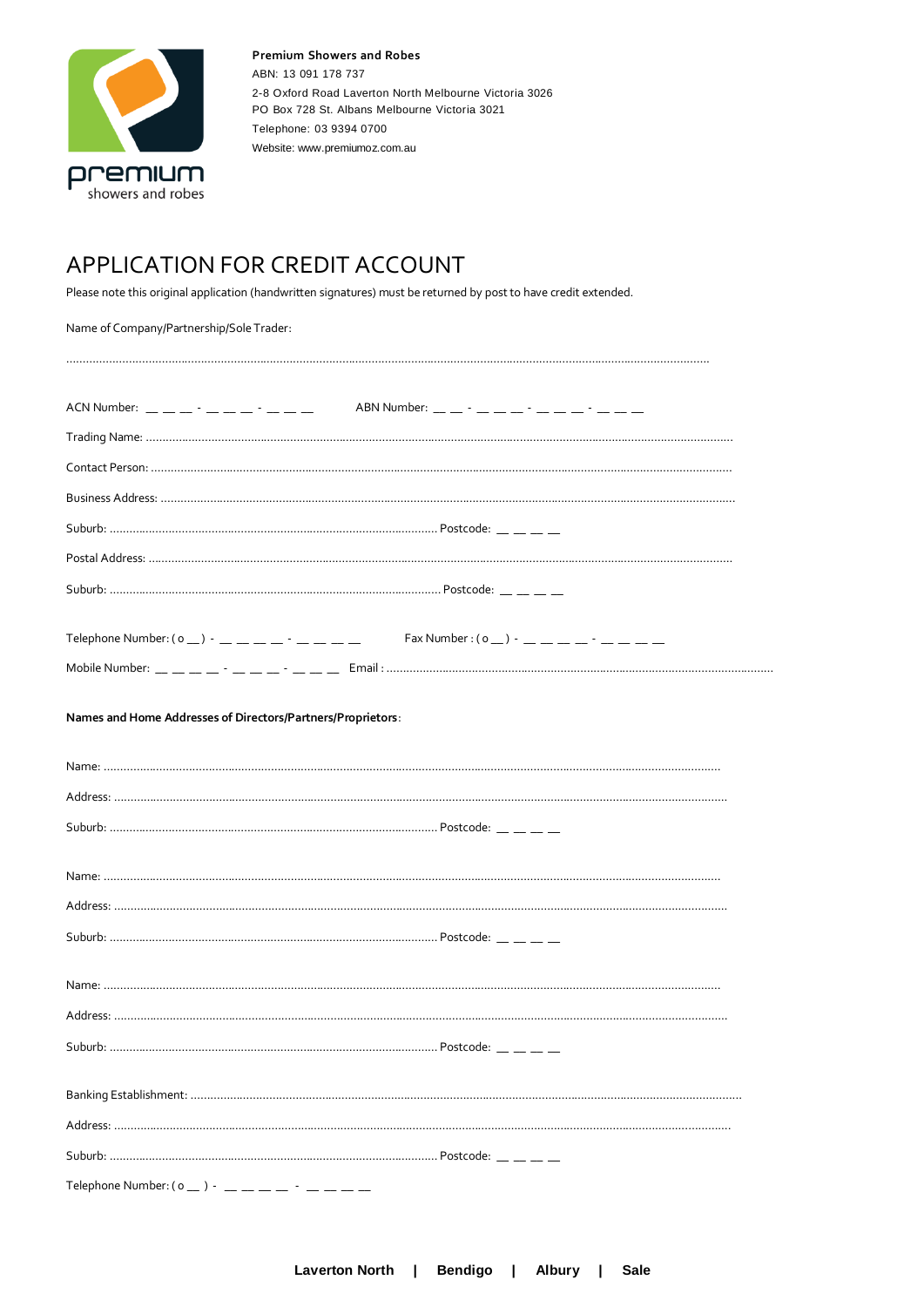premium showers and robes

**Premium Showers and Robes**
ABN: 13 091 178 737
2-8 Oxford Road Laverton North Melbourne Victoria 3026
PO Box 728 St. Albans Melbourne Victoria 3021
Telephone: 03 9394 0700
Website: www.premiumoz.com.au

# APPLICATION FOR CREDIT ACCOUNT

Please note this original application (handwritten signatures) must be returned by post to have credit extended.

Name of Company/Partnership/Sole Trader:

.......................................................................................................................................................................................

ACN Number: __ __ __ - __ __ __ - __ __ __ ABN Number: __ __ - __ __ __ - __ __ __ - __ __ __

Trading Name: .......................................................................................................................................................................

Contact Person: .....................................................................................................................................................................

Business Address: .................................................................................................................................................................

Suburb: ................................................................................................ Postcode: __ __ __ __

Postal Address: .....................................................................................................................................................................

Suburb: ................................................................................................ Postcode: __ __ __ __

Telephone Number: ( o __ ) - __ __ __ __ - __ __ __ __ Fax Number : ( o __ ) - __ __ __ __ - __ __ __ __

Mobile Number: __ __ __ __ - __ __ __ - __ __ __ Email : .......................................................................................................

**Names and Home Addresses of Directors/Partners/Proprietors**:

Name: ....................................................................................................................................................................................

Address: .................................................................................................................................................................................

Suburb: ................................................................................................ Postcode: __ __ __ __

Name: ....................................................................................................................................................................................

Address: .................................................................................................................................................................................

Suburb: ................................................................................................ Postcode: __ __ __ __

Name: ....................................................................................................................................................................................

Address: .................................................................................................................................................................................

Suburb: ................................................................................................ Postcode: __ __ __ __

Banking Establishment: .........................................................................................................................................................

Address: .................................................................................................................................................................................

Suburb: ................................................................................................ Postcode: __ __ __ __

Telephone Number: ( o __ ) - __ __ __ __ - __ __ __ __

**Laverton North | Bendigo | Albury | Sale**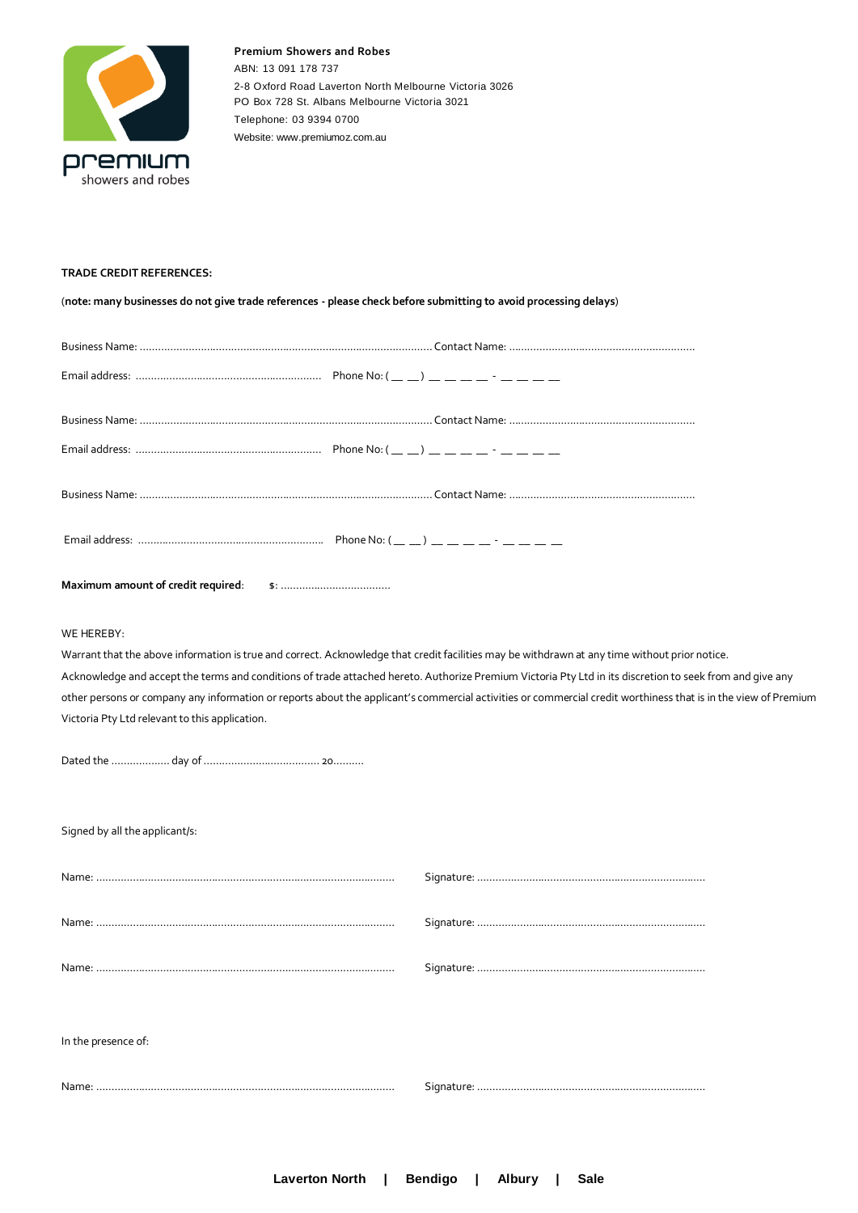**Premium Showers and Robes**
ABN: 13 091 178 737
2-8 Oxford Road Laverton North Melbourne Victoria 3026
PO Box 728 St. Albans Melbourne Victoria 3021
Telephone: 03 9394 0700
Website: www.premiumoz.com.au

**TRADE CREDIT REFERENCES:**

(**note: many businesses do not give trade references - please check before submitting to avoid processing delays**)

Business Name: ................................................................................................ Contact Name: ............................................................

Email address: ............................................................ Phone No: ( __ __ ) __ __ __ __ - __ __ __ __

Business Name: ................................................................................................ Contact Name: ............................................................

Email address: ............................................................ Phone No: ( __ __ ) __ __ __ __ - __ __ __ __

Business Name: ................................................................................................ Contact Name: ............................................................

Email address: ............................................................ Phone No: ( __ __ ) __ __ __ __ - __ __ __ __

**Maximum amount of credit required**: **$**: ....................................

WE HEREBY:

Warrant that the above information is true and correct. Acknowledge that credit facilities may be withdrawn at any time without prior notice.
Acknowledge and accept the terms and conditions of trade attached hereto. Authorize Premium Victoria Pty Ltd in its discretion to seek from and give any other persons or company any information or reports about the applicant's commercial activities or commercial credit worthiness that is in the view of Premium Victoria Pty Ltd relevant to this application.

Dated the ................... day of ...................................... 20..........

Signed by all the applicant/s:

Name: ................................................................................................. Signature: ..........................................................................

Name: ................................................................................................. Signature: ..........................................................................

Name: ................................................................................................. Signature: ..........................................................................

In the presence of:

Name: ................................................................................................. Signature: ..........................................................................

**Laverton North | Bendigo | Albury | Sale**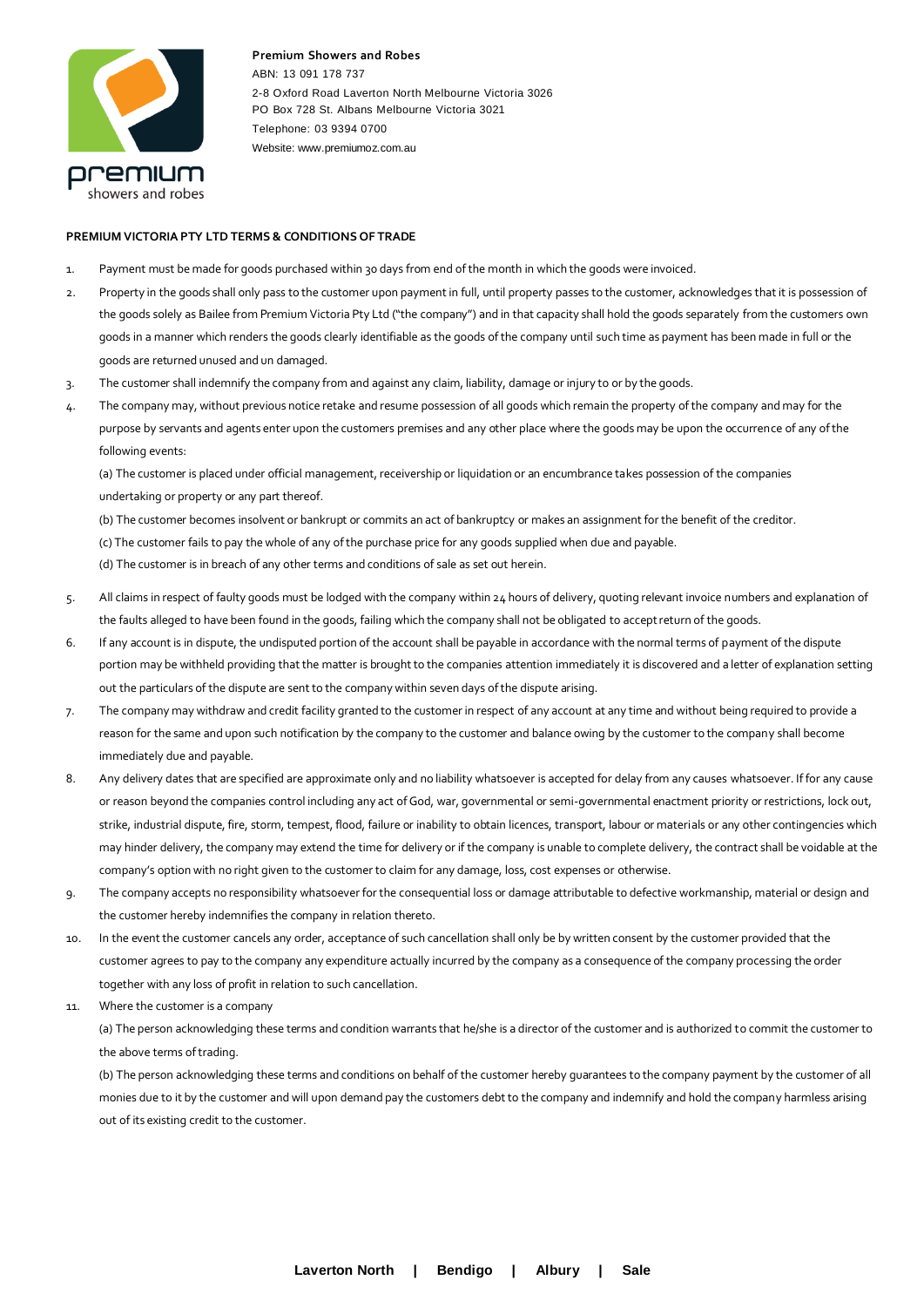**Premium Showers and Robes**
ABN: 13 091 178 737
2-8 Oxford Road Laverton North Melbourne Victoria 3026
PO Box 728 St. Albans Melbourne Victoria 3021
Telephone: 03 9394 0700
Website: www.premiumoz.com.au

**PREMIUM VICTORIA PTY LTD TERMS & CONDITIONS OF TRADE**

1. Payment must be made for goods purchased within 30 days from end of the month in which the goods were invoiced.
2. Property in the goods shall only pass to the customer upon payment in full, until property passes to the customer, acknowledges that it is possession of the goods solely as Bailee from Premium Victoria Pty Ltd ("the company") and in that capacity shall hold the goods separately from the customers own goods in a manner which renders the goods clearly identifiable as the goods of the company until such time as payment has been made in full or the goods are returned unused and un damaged.
3. The customer shall indemnify the company from and against any claim, liability, damage or injury to or by the goods.
4. The company may, without previous notice retake and resume possession of all goods which remain the property of the company and may for the purpose by servants and agents enter upon the customers premises and any other place where the goods may be upon the occurrence of any of the following events:

   (a) The customer is placed under official management, receivership or liquidation or an encumbrance takes possession of the companies undertaking or property or any part thereof.

   (b) The customer becomes insolvent or bankrupt or commits an act of bankruptcy or makes an assignment for the benefit of the creditor.

   (c) The customer fails to pay the whole of any of the purchase price for any goods supplied when due and payable.

   (d) The customer is in breach of any other terms and conditions of sale as set out herein.
5. All claims in respect of faulty goods must be lodged with the company within 24 hours of delivery, quoting relevant invoice numbers and explanation of the faults alleged to have been found in the goods, failing which the company shall not be obligated to accept return of the goods.
6. If any account is in dispute, the undisputed portion of the account shall be payable in accordance with the normal terms of payment of the dispute portion may be withheld providing that the matter is brought to the companies attention immediately it is discovered and a letter of explanation setting out the particulars of the dispute are sent to the company within seven days of the dispute arising.
7. The company may withdraw and credit facility granted to the customer in respect of any account at any time and without being required to provide a reason for the same and upon such notification by the company to the customer and balance owing by the customer to the company shall become immediately due and payable.
8. Any delivery dates that are specified are approximate only and no liability whatsoever is accepted for delay from any causes whatsoever. If for any cause or reason beyond the companies control including any act of God, war, governmental or semi-governmental enactment priority or restrictions, lock out, strike, industrial dispute, fire, storm, tempest, flood, failure or inability to obtain licences, transport, labour or materials or any other contingencies which may hinder delivery, the company may extend the time for delivery or if the company is unable to complete delivery, the contract shall be voidable at the company's option with no right given to the customer to claim for any damage, loss, cost expenses or otherwise.
9. The company accepts no responsibility whatsoever for the consequential loss or damage attributable to defective workmanship, material or design and the customer hereby indemnifies the company in relation thereto.
10. In the event the customer cancels any order, acceptance of such cancellation shall only be by written consent by the customer provided that the customer agrees to pay to the company any expenditure actually incurred by the company as a consequence of the company processing the order together with any loss of profit in relation to such cancellation.
11. Where the customer is a company

    (a) The person acknowledging these terms and condition warrants that he/she is a director of the customer and is authorized to commit the customer to the above terms of trading.

    (b) The person acknowledging these terms and conditions on behalf of the customer hereby guarantees to the company payment by the customer of all monies due to it by the customer and will upon demand pay the customers debt to the company and indemnify and hold the company harmless arising out of its existing credit to the customer.

**Laverton North | Bendigo | Albury | Sale**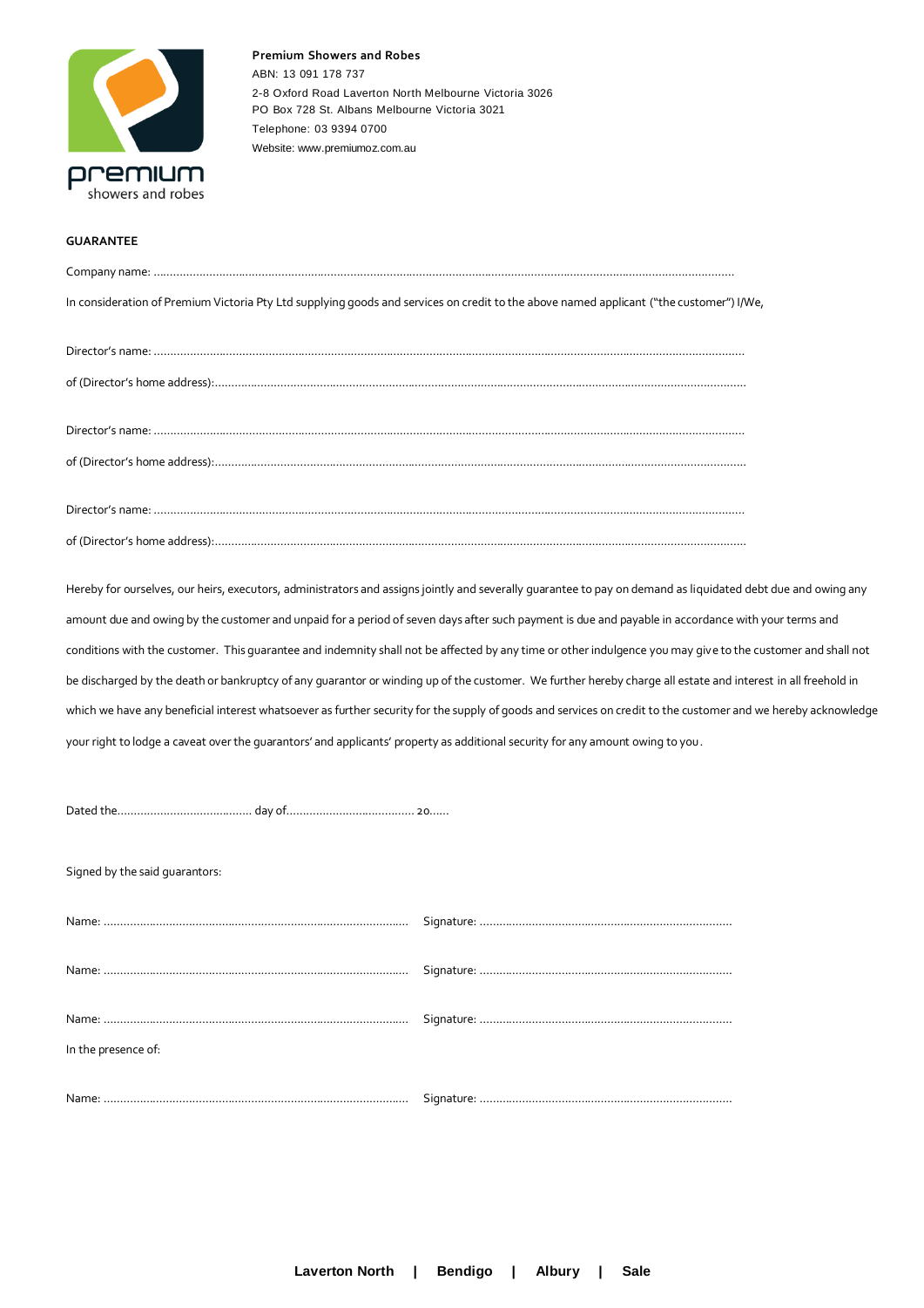**Premium Showers and Robes**
ABN: 13 091 178 737
2-8 Oxford Road Laverton North Melbourne Victoria 3026
PO Box 728 St. Albans Melbourne Victoria 3021
Telephone: 03 9394 0700
Website: www.premiumoz.com.au

**GUARANTEE**

Company name: ...................................................................................................................................................................................

In consideration of Premium Victoria Pty Ltd supplying goods and services on credit to the above named applicant ("the customer") I/We,

Director's name: ..................................................................................................................................................................................

of (Director's home address):...........................................................................................................................................................

Director's name: ..................................................................................................................................................................................

of (Director's home address):...........................................................................................................................................................

Director's name: ..................................................................................................................................................................................

of (Director's home address):...........................................................................................................................................................

Hereby for ourselves, our heirs, executors, administrators and assigns jointly and severally guarantee to pay on demand as liquidated debt due and owing any amount due and owing by the customer and unpaid for a period of seven days after such payment is due and payable in accordance with your terms and conditions with the customer. This guarantee and indemnity shall not be affected by any time or other indulgence you may give to the customer and shall not be discharged by the death or bankruptcy of any guarantor or winding up of the customer. We further hereby charge all estate and interest in all freehold in which we have any beneficial interest whatsoever as further security for the supply of goods and services on credit to the customer and we hereby acknowledge your right to lodge a caveat over the guarantors' and applicants' property as additional security for any amount owing to you.

Dated the.......................................... day of........................................ 20......

Signed by the said guarantors:

Name: ............................................................................................ Signature: ............................................................................

Name: ............................................................................................ Signature: ............................................................................

Name: ............................................................................................ Signature: ............................................................................

In the presence of:

Name: ............................................................................................ Signature: ............................................................................

**Laverton North | Bendigo | Albury | Sale**